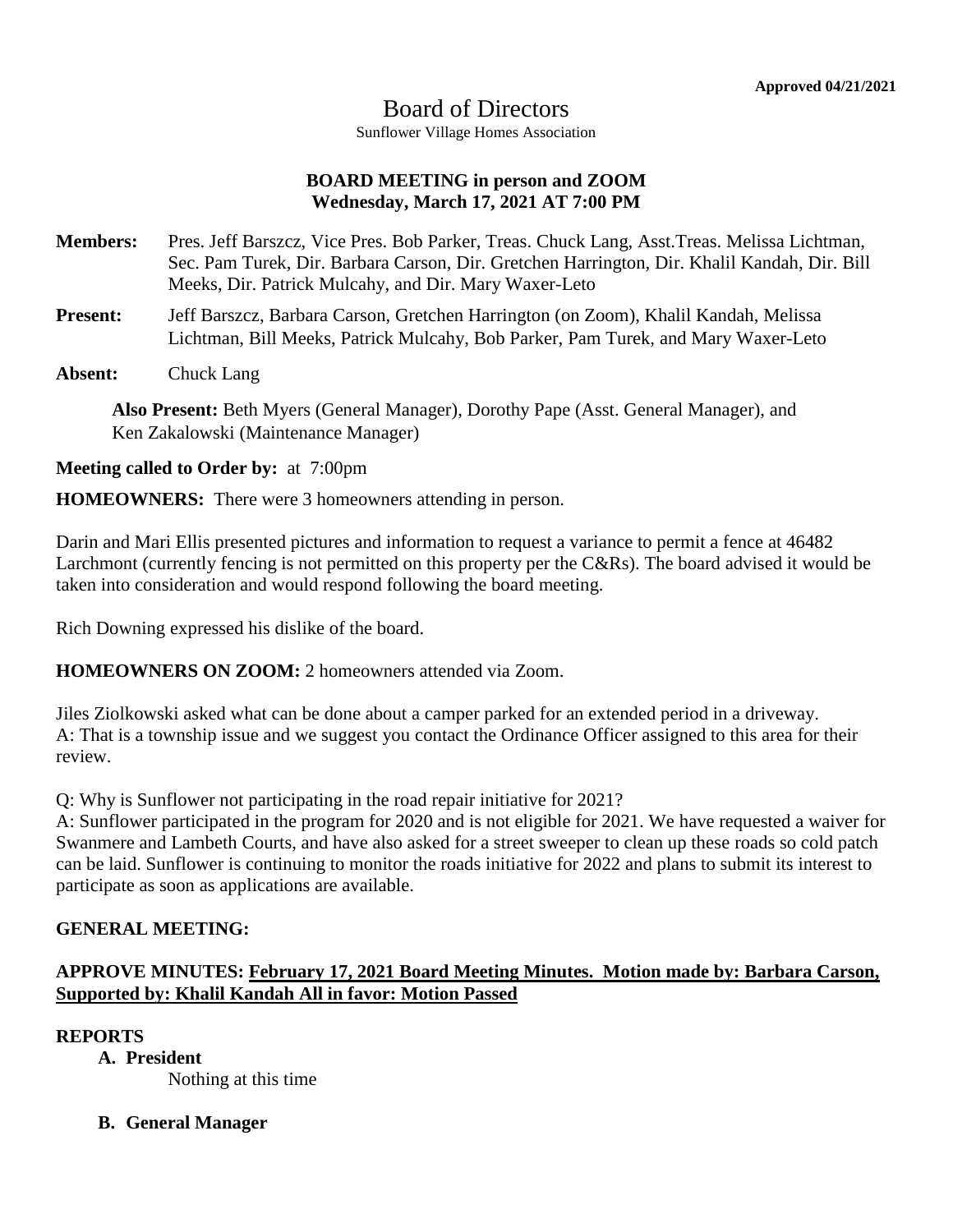**Approved 04/21/2021**

# Board of Directors

Sunflower Village Homes Association

**BOARD MEETING in person and ZOOM**
**Wednesday, March 17, 2021 AT 7:00 PM**

**Members:** Pres. Jeff Barszcz, Vice Pres. Bob Parker, Treas. Chuck Lang, Asst.Treas. Melissa Lichtman, Sec. Pam Turek, Dir. Barbara Carson, Dir. Gretchen Harrington, Dir. Khalil Kandah, Dir. Bill Meeks, Dir. Patrick Mulcahy, and Dir. Mary Waxer-Leto

**Present:** Jeff Barszcz, Barbara Carson, Gretchen Harrington (on Zoom), Khalil Kandah, Melissa Lichtman, Bill Meeks, Patrick Mulcahy, Bob Parker, Pam Turek, and Mary Waxer-Leto

**Absent:** Chuck Lang

**Also Present:** Beth Myers (General Manager), Dorothy Pape (Asst. General Manager), and Ken Zakalowski (Maintenance Manager)

**Meeting called to Order by:** at 7:00pm

**HOMEOWNERS:** There were 3 homeowners attending in person.

Darin and Mari Ellis presented pictures and information to request a variance to permit a fence at 46482 Larchmont (currently fencing is not permitted on this property per the C&Rs). The board advised it would be taken into consideration and would respond following the board meeting.

Rich Downing expressed his dislike of the board.

**HOMEOWNERS ON ZOOM:** 2 homeowners attended via Zoom.

Jiles Ziolkowski asked what can be done about a camper parked for an extended period in a driveway.
A: That is a township issue and we suggest you contact the Ordinance Officer assigned to this area for their review.

Q: Why is Sunflower not participating in the road repair initiative for 2021?
A: Sunflower participated in the program for 2020 and is not eligible for 2021. We have requested a waiver for Swanmere and Lambeth Courts, and have also asked for a street sweeper to clean up these roads so cold patch can be laid. Sunflower is continuing to monitor the roads initiative for 2022 and plans to submit its interest to participate as soon as applications are available.

**GENERAL MEETING:**

**APPROVE MINUTES: <u>February 17, 2021 Board Meeting Minutes. Motion made by: Barbara Carson, Supported by: Khalil Kandah All in favor: Motion Passed</u>**

**REPORTS**

**A. President**

Nothing at this time

**B. General Manager**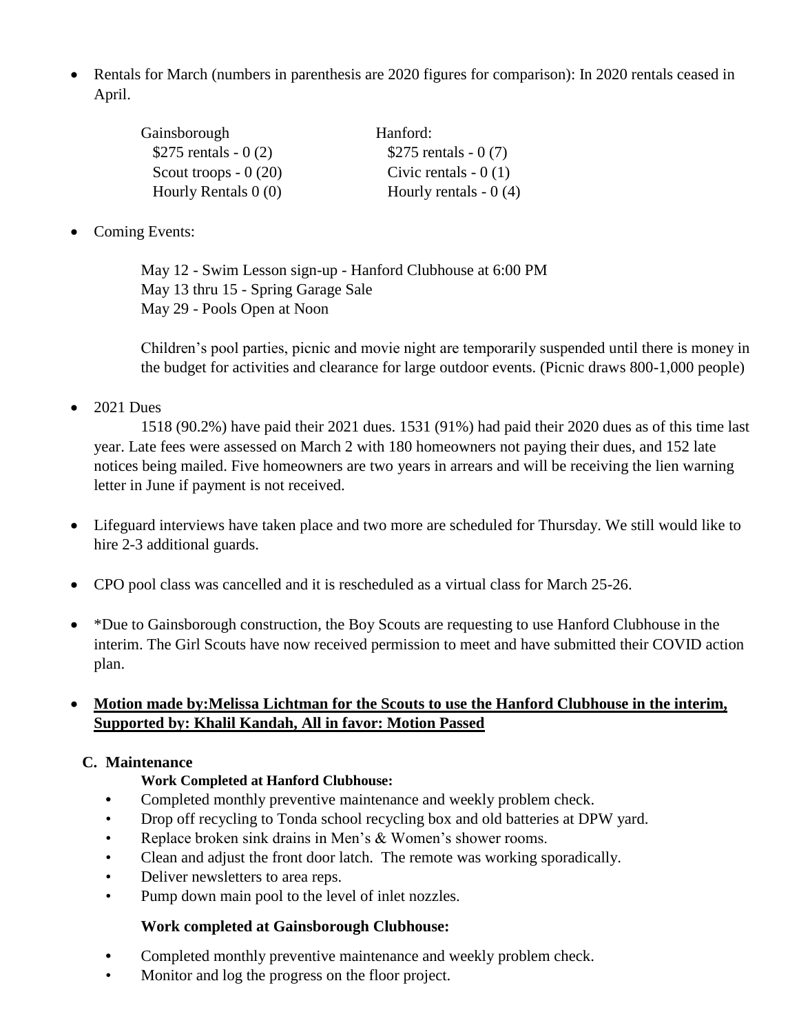- Rentals for March (numbers in parenthesis are 2020 figures for comparison): In 2020 rentals ceased in April.

| Gainsborough | Hanford: |
|---|---|
| $275 rentals - 0 (2) | $275 rentals - 0 (7) |
| Scout troops - 0 (20) | Civic rentals - 0 (1) |
| Hourly Rentals 0 (0) | Hourly rentals - 0 (4) |

- Coming Events:

  May 12 - Swim Lesson sign-up - Hanford Clubhouse at 6:00 PM
  May 13 thru 15 - Spring Garage Sale
  May 29 - Pools Open at Noon

  Children's pool parties, picnic and movie night are temporarily suspended until there is money in the budget for activities and clearance for large outdoor events. (Picnic draws 800-1,000 people)

- 2021 Dues

  1518 (90.2%) have paid their 2021 dues. 1531 (91%) had paid their 2020 dues as of this time last year. Late fees were assessed on March 2 with 180 homeowners not paying their dues, and 152 late notices being mailed. Five homeowners are two years in arrears and will be receiving the lien warning letter in June if payment is not received.

- Lifeguard interviews have taken place and two more are scheduled for Thursday. We still would like to hire 2-3 additional guards.

- CPO pool class was cancelled and it is rescheduled as a virtual class for March 25-26.

- *Due to Gainsborough construction, the Boy Scouts are requesting to use Hanford Clubhouse in the interim. The Girl Scouts have now received permission to meet and have submitted their COVID action plan.

- **Motion made by:Melissa Lichtman for the Scouts to use the Hanford Clubhouse in the interim, Supported by: Khalil Kandah, All in favor: Motion Passed**

### C. Maintenance

**Work Completed at Hanford Clubhouse:**

- Completed monthly preventive maintenance and weekly problem check.
- Drop off recycling to Tonda school recycling box and old batteries at DPW yard.
- Replace broken sink drains in Men's & Women's shower rooms.
- Clean and adjust the front door latch. The remote was working sporadically.
- Deliver newsletters to area reps.
- Pump down main pool to the level of inlet nozzles.

**Work completed at Gainsborough Clubhouse:**

- Completed monthly preventive maintenance and weekly problem check.
- Monitor and log the progress on the floor project.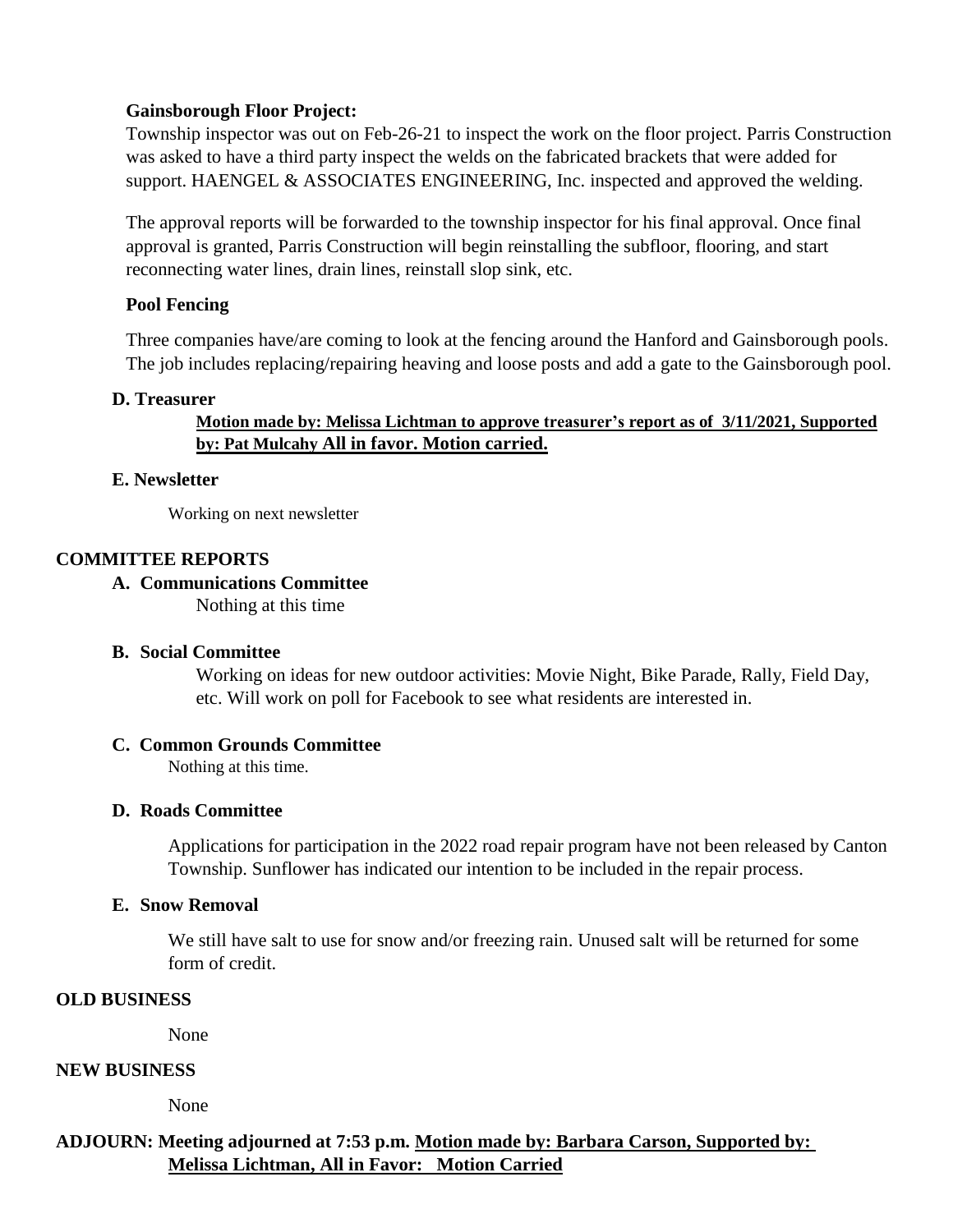**Gainsborough Floor Project:**

Township inspector was out on Feb-26-21 to inspect the work on the floor project. Parris Construction was asked to have a third party inspect the welds on the fabricated brackets that were added for support. HAENGEL & ASSOCIATES ENGINEERING, Inc. inspected and approved the welding.

The approval reports will be forwarded to the township inspector for his final approval. Once final approval is granted, Parris Construction will begin reinstalling the subfloor, flooring, and start reconnecting water lines, drain lines, reinstall slop sink, etc.

**Pool Fencing**

Three companies have/are coming to look at the fencing around the Hanford and Gainsborough pools. The job includes replacing/repairing heaving and loose posts and add a gate to the Gainsborough pool.

**D. Treasurer**

**Motion made by: Melissa Lichtman to approve treasurer's report as of 3/11/2021, Supported by: Pat Mulcahy All in favor. Motion carried.**

**E. Newsletter**

Working on next newsletter

## COMMITTEE REPORTS

**A. Communications Committee**

Nothing at this time

**B. Social Committee**

Working on ideas for new outdoor activities: Movie Night, Bike Parade, Rally, Field Day, etc. Will work on poll for Facebook to see what residents are interested in.

**C. Common Grounds Committee**

Nothing at this time.

**D. Roads Committee**

Applications for participation in the 2022 road repair program have not been released by Canton Township. Sunflower has indicated our intention to be included in the repair process.

**E. Snow Removal**

We still have salt to use for snow and/or freezing rain. Unused salt will be returned for some form of credit.

## OLD BUSINESS

None

## NEW BUSINESS

None

**ADJOURN: Meeting adjourned at 7:53 p.m. Motion made by: Barbara Carson, Supported by: Melissa Lichtman, All in Favor: Motion Carried**